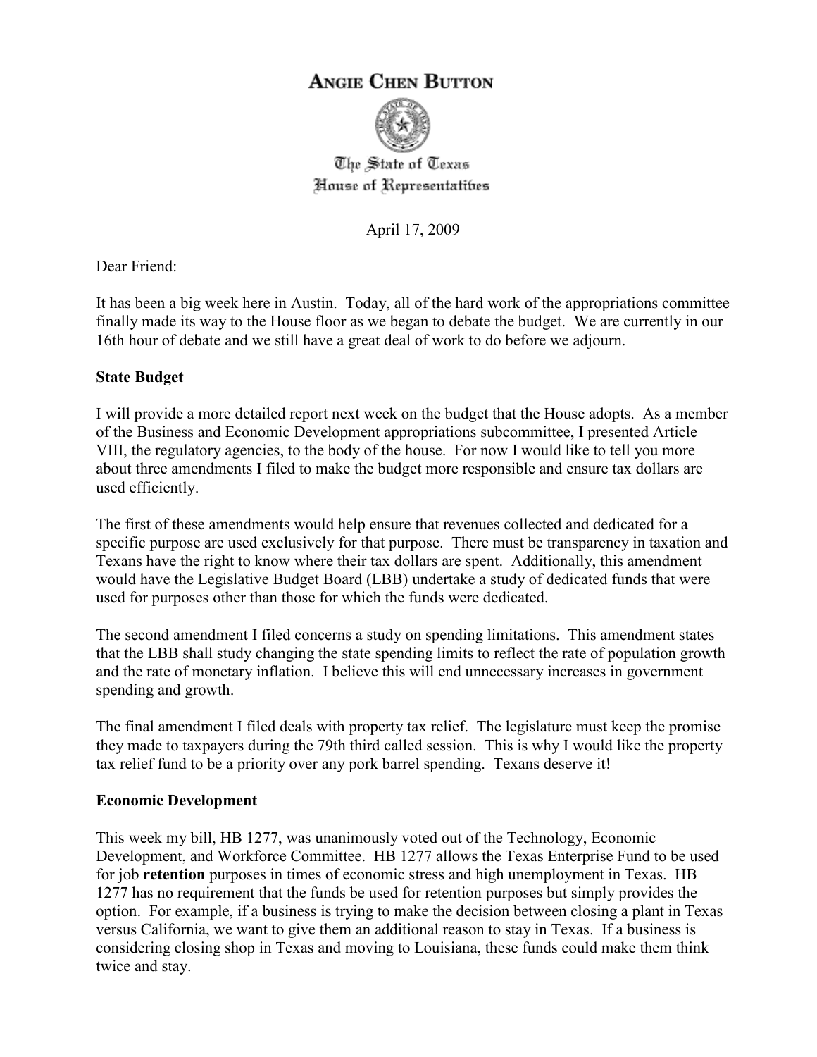# ANGIE CHEN BUTTON

The State of Texas
House of Representatives

April 17, 2009

Dear Friend:

It has been a big week here in Austin. Today, all of the hard work of the appropriations committee finally made its way to the House floor as we began to debate the budget. We are currently in our 16th hour of debate and we still have a great deal of work to do before we adjourn.

**State Budget**

I will provide a more detailed report next week on the budget that the House adopts. As a member of the Business and Economic Development appropriations subcommittee, I presented Article VIII, the regulatory agencies, to the body of the house. For now I would like to tell you more about three amendments I filed to make the budget more responsible and ensure tax dollars are used efficiently.

The first of these amendments would help ensure that revenues collected and dedicated for a specific purpose are used exclusively for that purpose. There must be transparency in taxation and Texans have the right to know where their tax dollars are spent. Additionally, this amendment would have the Legislative Budget Board (LBB) undertake a study of dedicated funds that were used for purposes other than those for which the funds were dedicated.

The second amendment I filed concerns a study on spending limitations. This amendment states that the LBB shall study changing the state spending limits to reflect the rate of population growth and the rate of monetary inflation. I believe this will end unnecessary increases in government spending and growth.

The final amendment I filed deals with property tax relief. The legislature must keep the promise they made to taxpayers during the 79th third called session. This is why I would like the property tax relief fund to be a priority over any pork barrel spending. Texans deserve it!

**Economic Development**

This week my bill, HB 1277, was unanimously voted out of the Technology, Economic Development, and Workforce Committee. HB 1277 allows the Texas Enterprise Fund to be used for job **retention** purposes in times of economic stress and high unemployment in Texas. HB 1277 has no requirement that the funds be used for retention purposes but simply provides the option. For example, if a business is trying to make the decision between closing a plant in Texas versus California, we want to give them an additional reason to stay in Texas. If a business is considering closing shop in Texas and moving to Louisiana, these funds could make them think twice and stay.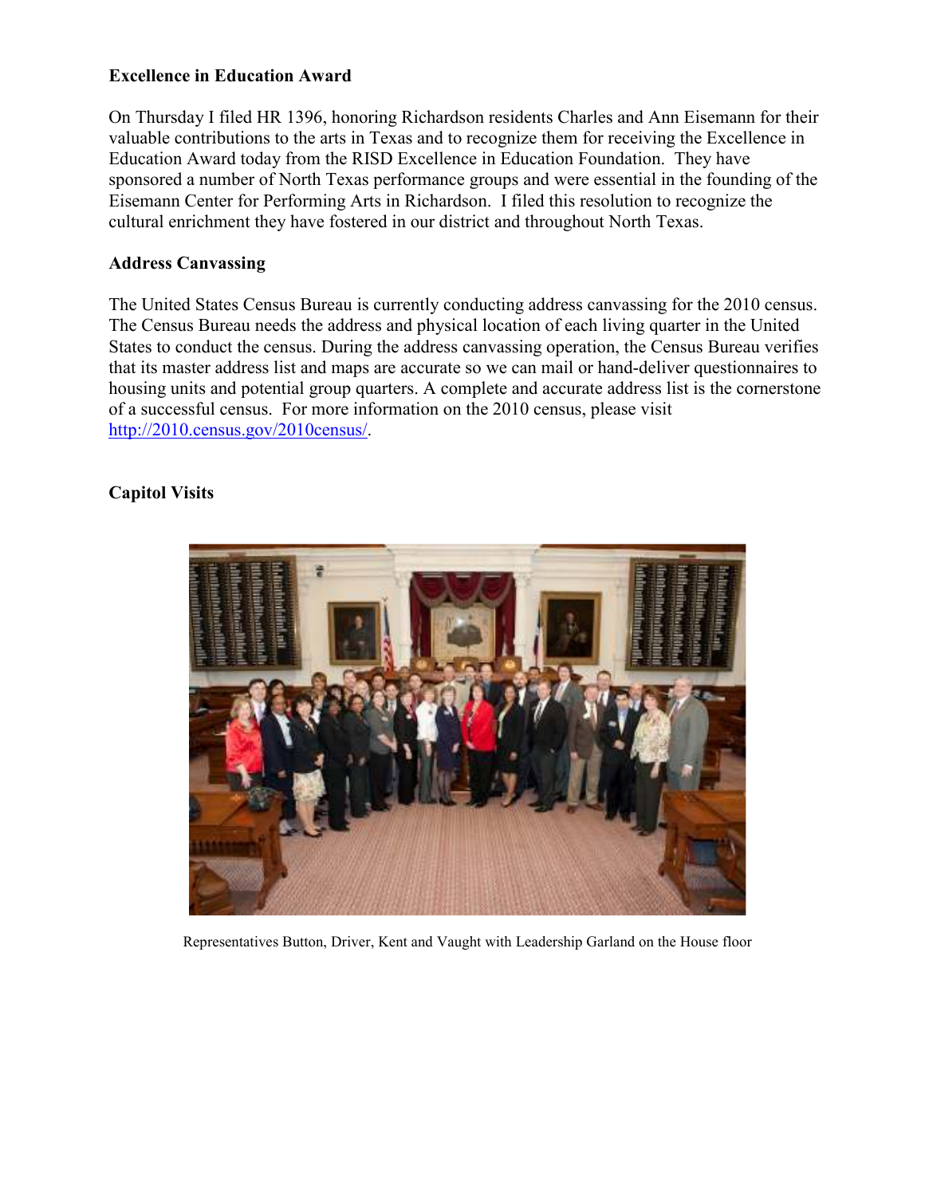**Excellence in Education Award**

On Thursday I filed HR 1396, honoring Richardson residents Charles and Ann Eisemann for their valuable contributions to the arts in Texas and to recognize them for receiving the Excellence in Education Award today from the RISD Excellence in Education Foundation. They have sponsored a number of North Texas performance groups and were essential in the founding of the Eisemann Center for Performing Arts in Richardson. I filed this resolution to recognize the cultural enrichment they have fostered in our district and throughout North Texas.

**Address Canvassing**

The United States Census Bureau is currently conducting address canvassing for the 2010 census. The Census Bureau needs the address and physical location of each living quarter in the United States to conduct the census. During the address canvassing operation, the Census Bureau verifies that its master address list and maps are accurate so we can mail or hand-deliver questionnaires to housing units and potential group quarters. A complete and accurate address list is the cornerstone of a successful census. For more information on the 2010 census, please visit http://2010.census.gov/2010census/.

**Capitol Visits**

Representatives Button, Driver, Kent and Vaught with Leadership Garland on the House floor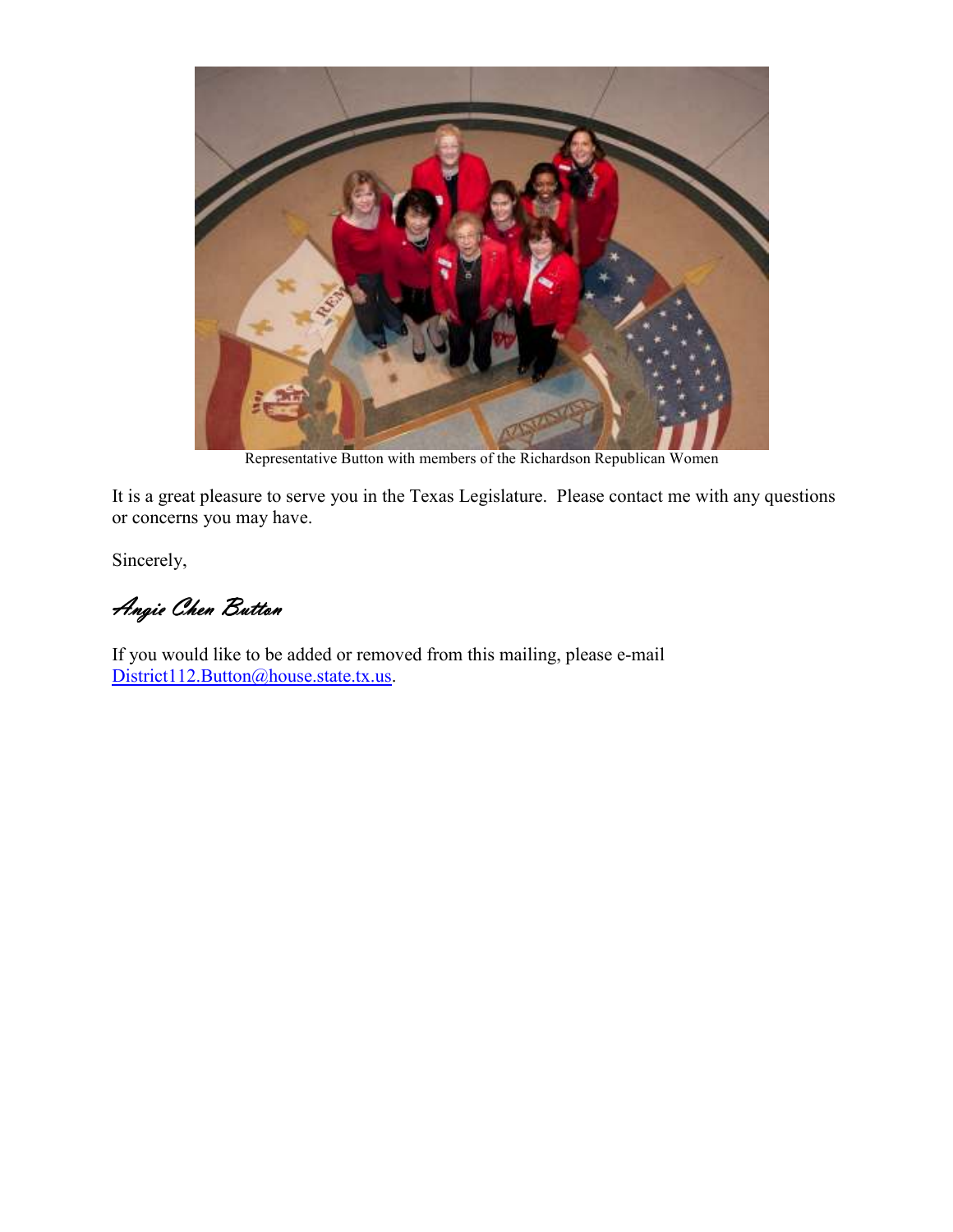Representative Button with members of the Richardson Republican Women

It is a great pleasure to serve you in the Texas Legislature. Please contact me with any questions or concerns you may have.

Sincerely,

*Angie Chen Button*

If you would like to be added or removed from this mailing, please e-mail District112.Button@house.state.tx.us.